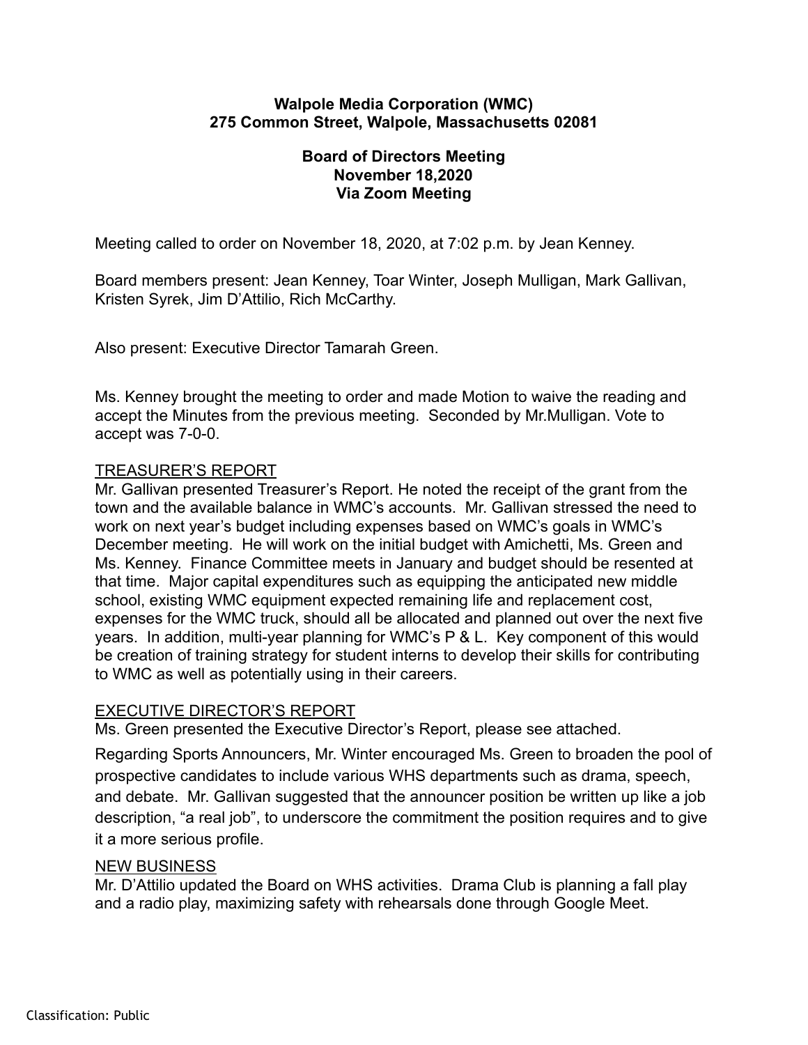**Walpole Media Corporation (WMC)**
**275 Common Street, Walpole, Massachusetts 02081**

**Board of Directors Meeting**
**November 18,2020**
**Via Zoom Meeting**

Meeting called to order on November 18, 2020, at 7:02 p.m. by Jean Kenney.

Board members present: Jean Kenney, Toar Winter, Joseph Mulligan, Mark Gallivan, Kristen Syrek, Jim D'Attilio, Rich McCarthy.

Also present: Executive Director Tamarah Green.

Ms. Kenney brought the meeting to order and made Motion to waive the reading and accept the Minutes from the previous meeting. Seconded by Mr.Mulligan. Vote to accept was 7-0-0.

TREASURER'S REPORT

Mr. Gallivan presented Treasurer's Report. He noted the receipt of the grant from the town and the available balance in WMC's accounts. Mr. Gallivan stressed the need to work on next year's budget including expenses based on WMC's goals in WMC's December meeting. He will work on the initial budget with Amichetti, Ms. Green and Ms. Kenney. Finance Committee meets in January and budget should be resented at that time. Major capital expenditures such as equipping the anticipated new middle school, existing WMC equipment expected remaining life and replacement cost, expenses for the WMC truck, should all be allocated and planned out over the next five years. In addition, multi-year planning for WMC's P & L. Key component of this would be creation of training strategy for student interns to develop their skills for contributing to WMC as well as potentially using in their careers.

EXECUTIVE DIRECTOR'S REPORT

Ms. Green presented the Executive Director's Report, please see attached.

Regarding Sports Announcers, Mr. Winter encouraged Ms. Green to broaden the pool of prospective candidates to include various WHS departments such as drama, speech, and debate. Mr. Gallivan suggested that the announcer position be written up like a job description, "a real job", to underscore the commitment the position requires and to give it a more serious profile.

NEW BUSINESS

Mr. D'Attilio updated the Board on WHS activities. Drama Club is planning a fall play and a radio play, maximizing safety with rehearsals done through Google Meet.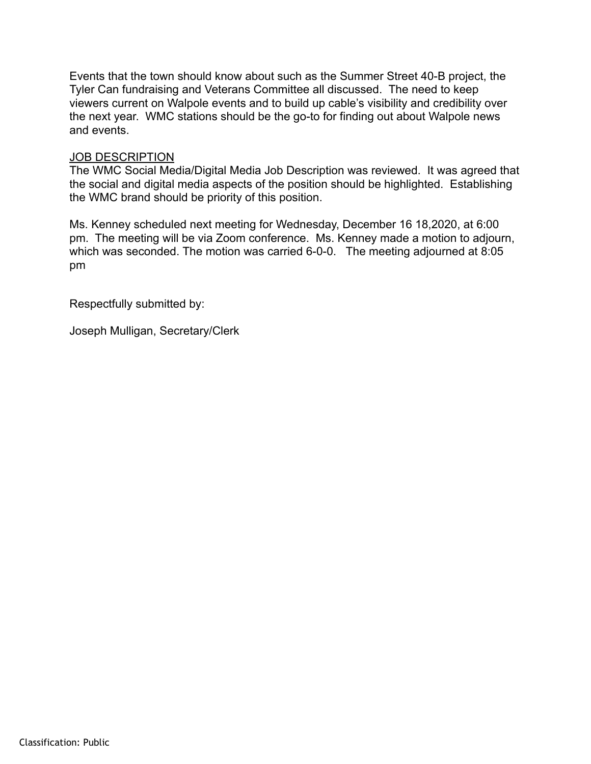Events that the town should know about such as the Summer Street 40-B project, the Tyler Can fundraising and Veterans Committee all discussed. The need to keep viewers current on Walpole events and to build up cable's visibility and credibility over the next year. WMC stations should be the go-to for finding out about Walpole news and events.

<u>JOB DESCRIPTION</u>

The WMC Social Media/Digital Media Job Description was reviewed. It was agreed that the social and digital media aspects of the position should be highlighted. Establishing the WMC brand should be priority of this position.

Ms. Kenney scheduled next meeting for Wednesday, December 16 18,2020, at 6:00 pm. The meeting will be via Zoom conference. Ms. Kenney made a motion to adjourn, which was seconded. The motion was carried 6-0-0. The meeting adjourned at 8:05 pm

Respectfully submitted by:

Joseph Mulligan, Secretary/Clerk

Classification: Public